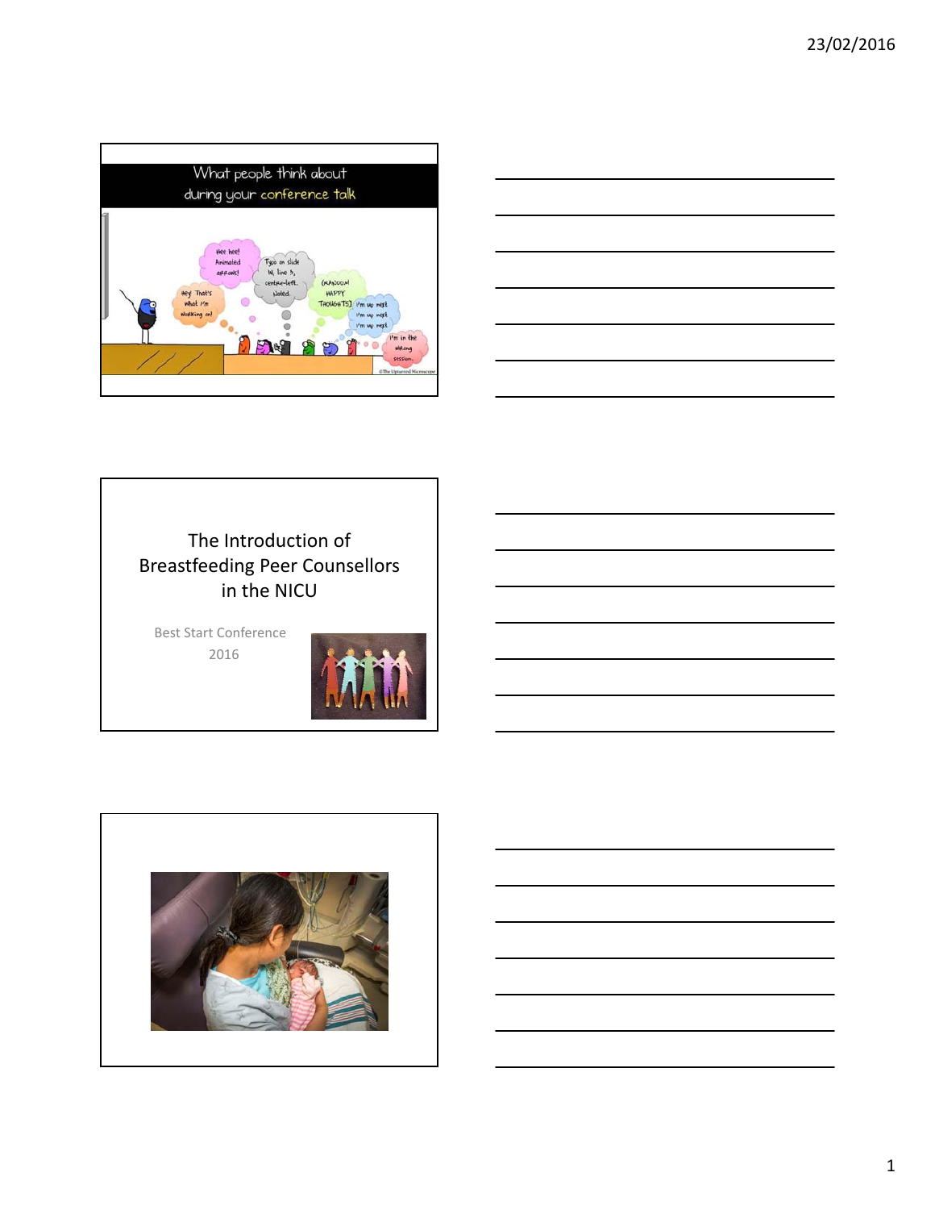What people think about during your conference talk

Hee hee! Animated arrows!

Typo on slide 14, line 3, centre-left. Noted.

Hey That's what I'm working on!

(RANDOM HAPPY THOUGHTS)

I'm up next I'm up next I'm up next

I'm in the wrong session.

©The Upturned Microscope

# The Introduction of Breastfeeding Peer Counsellors in the NICU

Best Start Conference 2016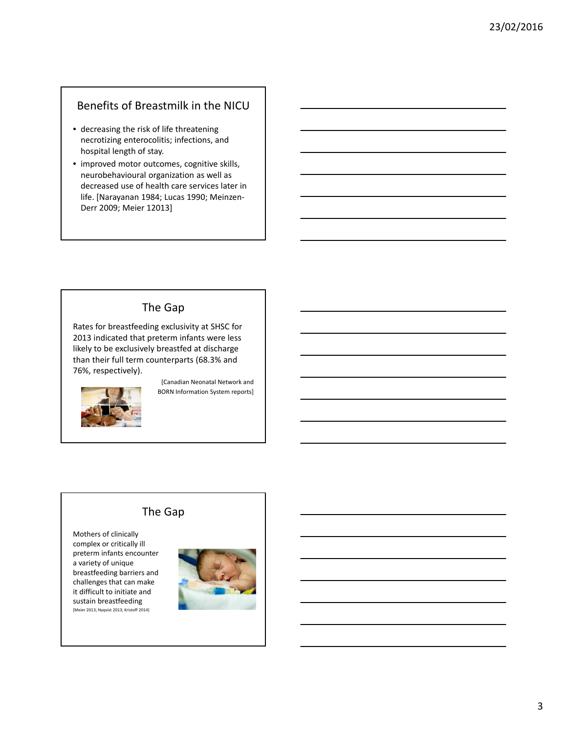## Benefits of Breastmilk in the NICU

- decreasing the risk of life threatening necrotizing enterocolitis; infections, and hospital length of stay.
- improved motor outcomes, cognitive skills, neurobehavioural organization as well as decreased use of health care services later in life. [Narayanan 1984; Lucas 1990; Meinzen-Derr 2009; Meier 12013]

## The Gap

Rates for breastfeeding exclusivity at SHSC for 2013 indicated that preterm infants were less likely to be exclusively breastfed at discharge than their full term counterparts (68.3% and 76%, respectively).

[Canadian Neonatal Network and BORN Information System reports]

## The Gap

Mothers of clinically complex or critically ill preterm infants encounter a variety of unique breastfeeding barriers and challenges that can make it difficult to initiate and sustain breastfeeding [Meier 2013; Nyqvist 2013; Kristoff 2014]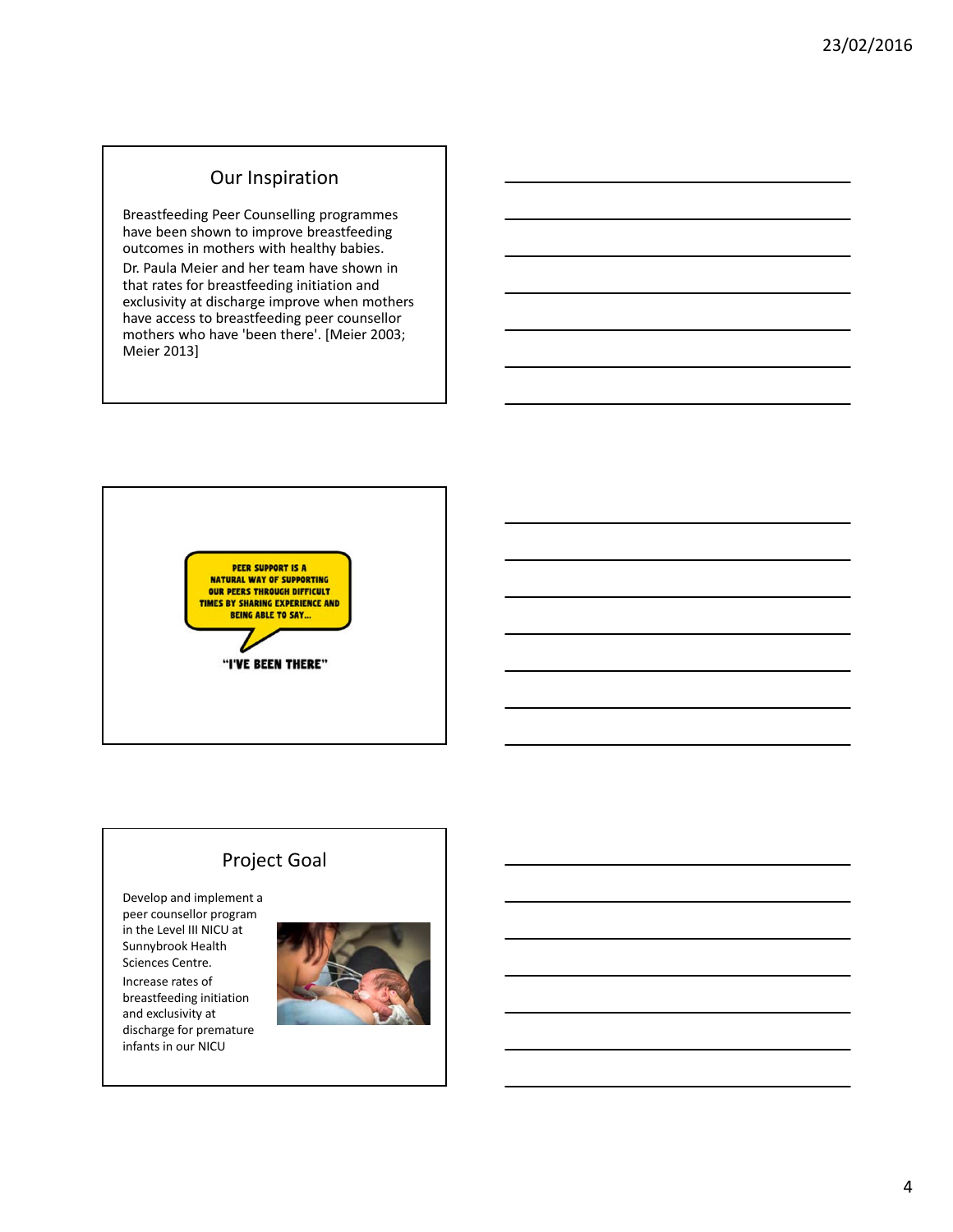## Our Inspiration

Breastfeeding Peer Counselling programmes have been shown to improve breastfeeding outcomes in mothers with healthy babies.

Dr. Paula Meier and her team have shown in that rates for breastfeeding initiation and exclusivity at discharge improve when mothers have access to breastfeeding peer counsellor mothers who have 'been there'. [Meier 2003; Meier 2013]

PEER SUPPORT IS A NATURAL WAY OF SUPPORTING OUR PEERS THROUGH DIFFICULT TIMES BY SHARING EXPERIENCE AND BEING ABLE TO SAY...

"I'VE BEEN THERE"

## Project Goal

Develop and implement a peer counsellor program in the Level III NICU at Sunnybrook Health Sciences Centre.

Increase rates of breastfeeding initiation and exclusivity at discharge for premature infants in our NICU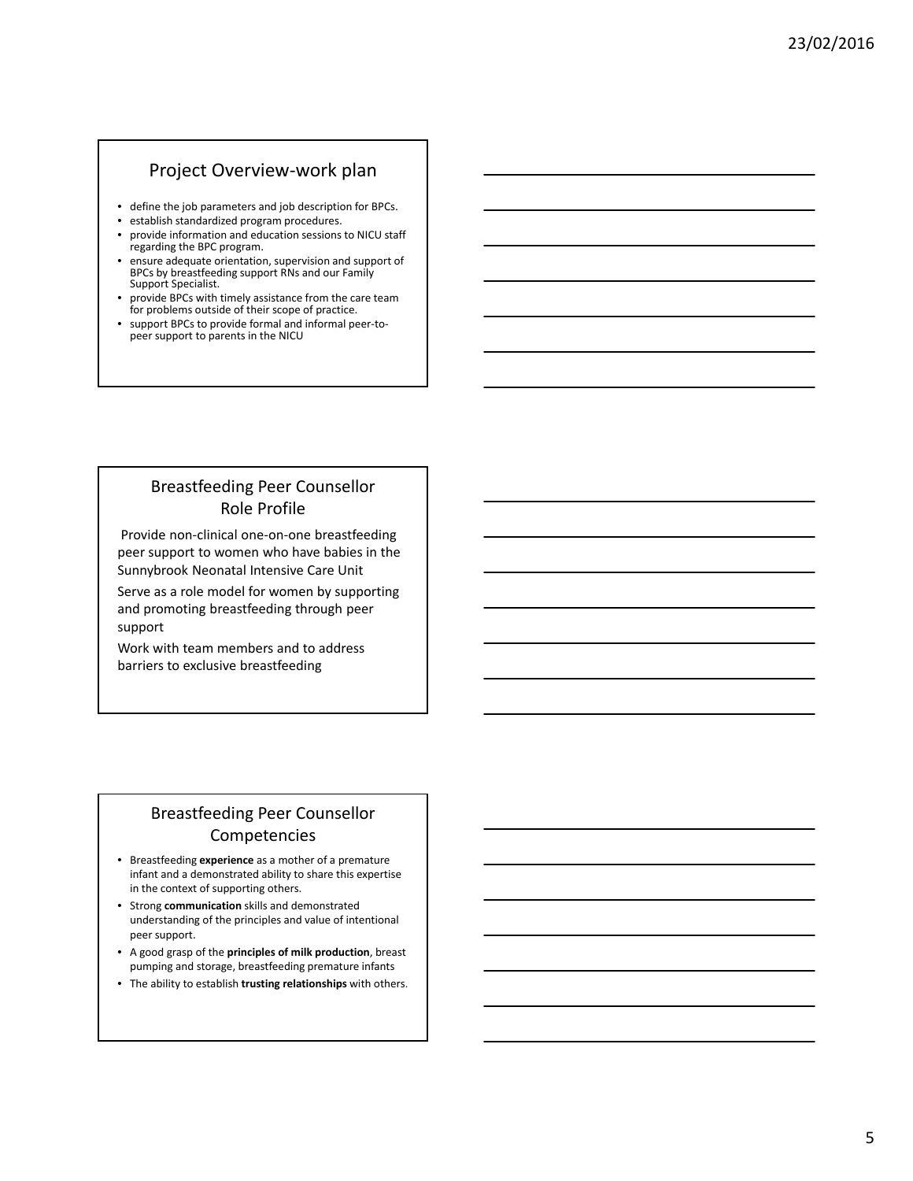## Project Overview-work plan

- define the job parameters and job description for BPCs.
- establish standardized program procedures.
- provide information and education sessions to NICU staff regarding the BPC program.
- ensure adequate orientation, supervision and support of BPCs by breastfeeding support RNs and our Family Support Specialist.
- provide BPCs with timely assistance from the care team for problems outside of their scope of practice.
- support BPCs to provide formal and informal peer-to-peer support to parents in the NICU

## Breastfeeding Peer Counsellor Role Profile

Provide non-clinical one-on-one breastfeeding peer support to women who have babies in the Sunnybrook Neonatal Intensive Care Unit

Serve as a role model for women by supporting and promoting breastfeeding through peer support

Work with team members and to address barriers to exclusive breastfeeding

## Breastfeeding Peer Counsellor Competencies

- Breastfeeding **experience** as a mother of a premature infant and a demonstrated ability to share this expertise in the context of supporting others.
- Strong **communication** skills and demonstrated understanding of the principles and value of intentional peer support.
- A good grasp of the **principles of milk production**, breast pumping and storage, breastfeeding premature infants
- The ability to establish **trusting relationships** with others.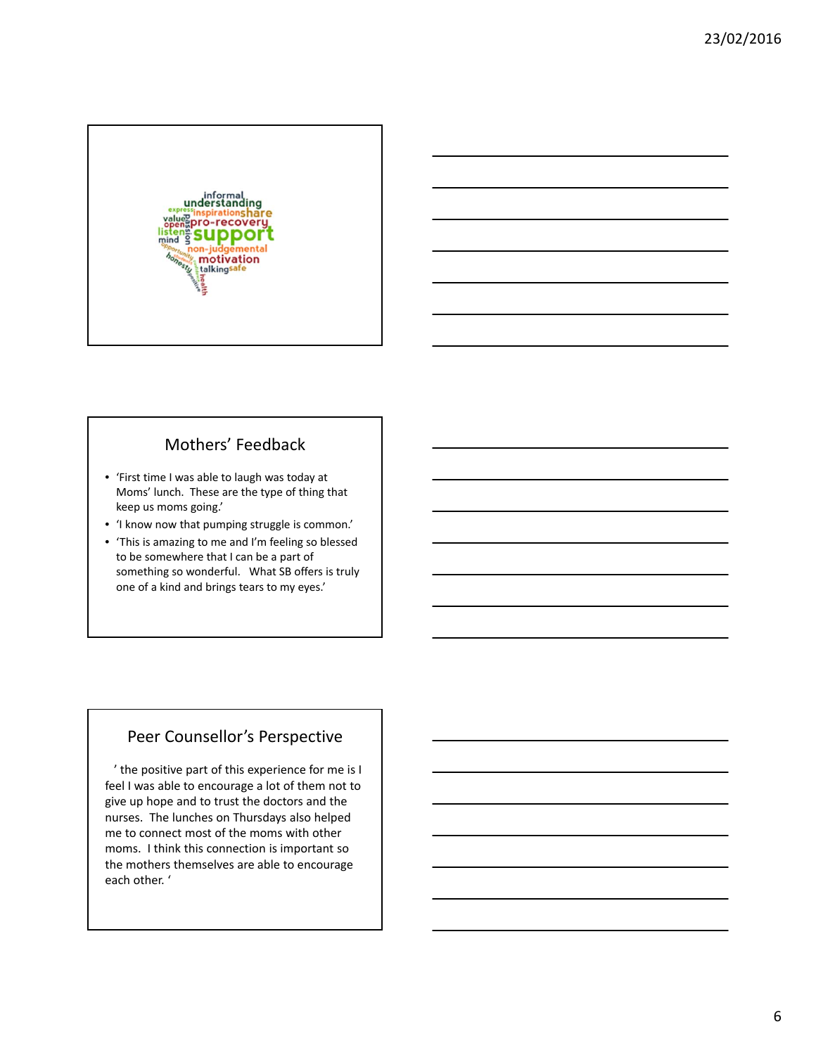informal
understanding
express inspiration share
values open passion pro-recovery
listen mind support
opportunity non-judgemental
honesty motivation
talking safe
positive health

## Mothers' Feedback

- 'First time I was able to laugh was today at Moms' lunch. These are the type of thing that keep us moms going.'
- 'I know now that pumping struggle is common.'
- 'This is amazing to me and I'm feeling so blessed to be somewhere that I can be a part of something so wonderful. What SB offers is truly one of a kind and brings tears to my eyes.'

## Peer Counsellor's Perspective

' the positive part of this experience for me is I feel I was able to encourage a lot of them not to give up hope and to trust the doctors and the nurses. The lunches on Thursdays also helped me to connect most of the moms with other moms. I think this connection is important so the mothers themselves are able to encourage each other. '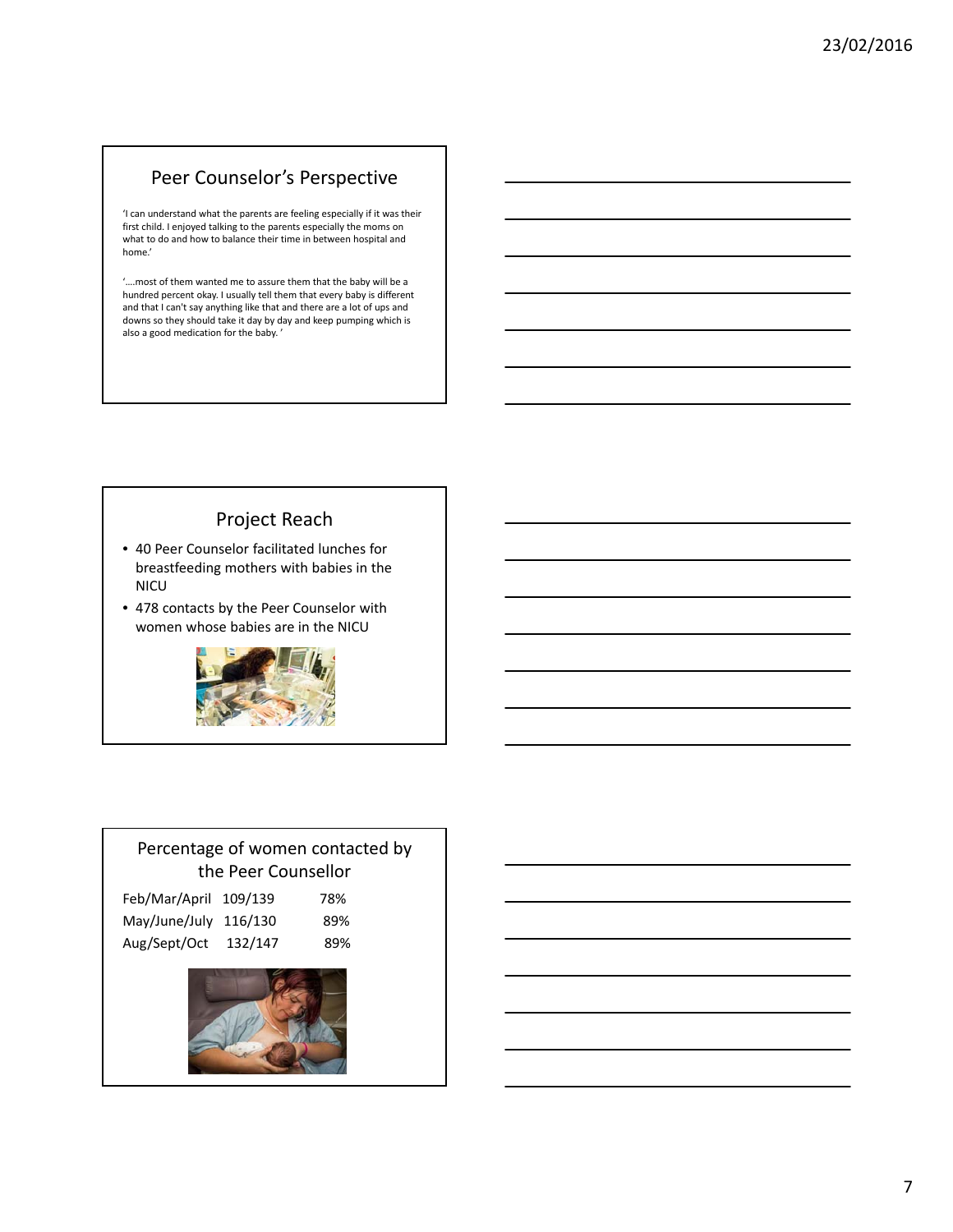## Peer Counselor's Perspective

'I can understand what the parents are feeling especially if it was their first child. I enjoyed talking to the parents especially the moms on what to do and how to balance their time in between hospital and home.'

'….most of them wanted me to assure them that the baby will be a hundred percent okay. I usually tell them that every baby is different and that I can't say anything like that and there are a lot of ups and downs so they should take it day by day and keep pumping which is also a good medication for the baby. '

## Project Reach

- 40 Peer Counselor facilitated lunches for breastfeeding mothers with babies in the NICU
- 478 contacts by the Peer Counselor with women whose babies are in the NICU

## Percentage of women contacted by the Peer Counsellor

| | | |
|---|---|---|
| Feb/Mar/April | 109/139 | 78% |
| May/June/July | 116/130 | 89% |
| Aug/Sept/Oct | 132/147 | 89% |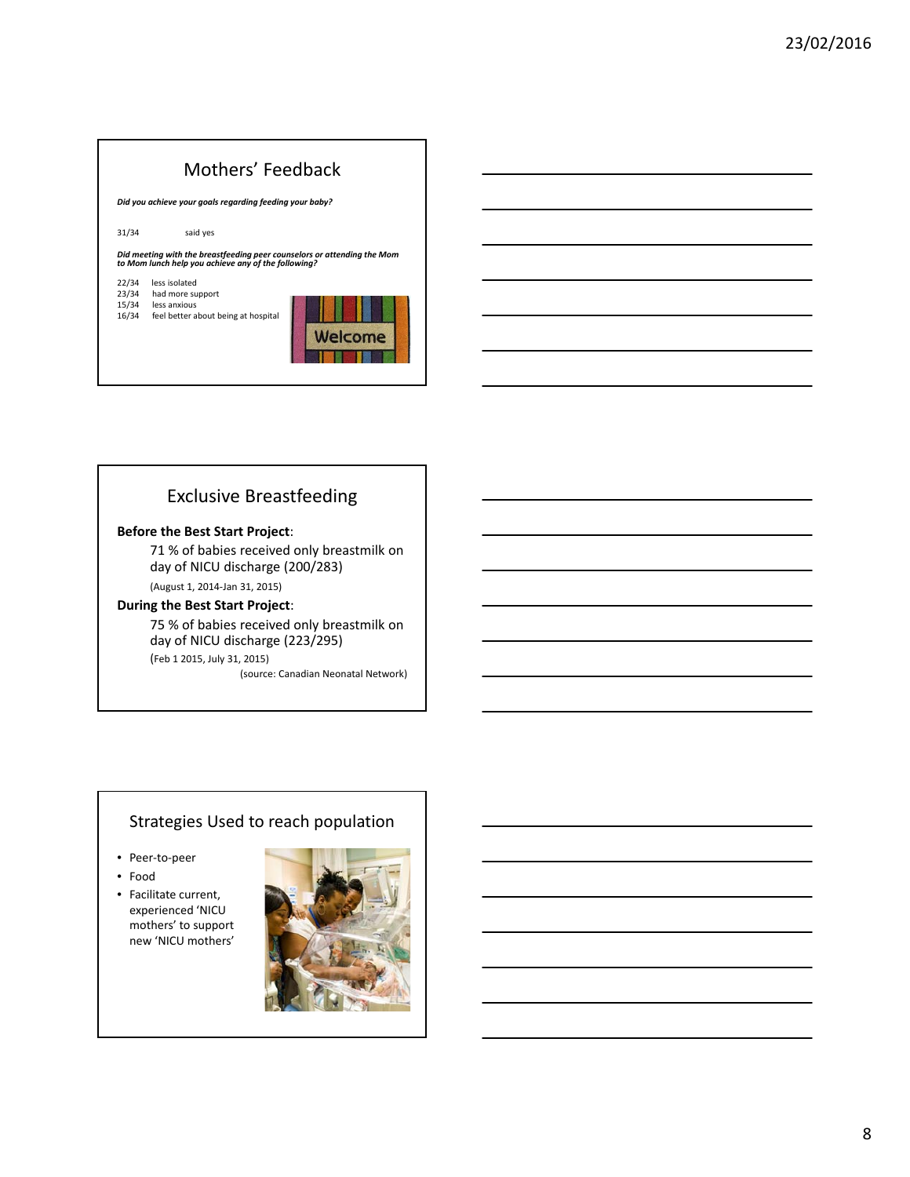## Mothers' Feedback

***Did you achieve your goals regarding feeding your baby?***

31/34 said yes

***Did meeting with the breastfeeding peer counselors or attending the Mom to Mom lunch help you achieve any of the following?***

| | |
|---|---|
| 22/34 | less isolated |
| 23/34 | had more support |
| 15/34 | less anxious |
| 16/34 | feel better about being at hospital |

## Exclusive Breastfeeding

**Before the Best Start Project**:

71 % of babies received only breastmilk on day of NICU discharge (200/283)

(August 1, 2014-Jan 31, 2015)

**During the Best Start Project**:

75 % of babies received only breastmilk on day of NICU discharge (223/295)

(Feb 1 2015, July 31, 2015)

(source: Canadian Neonatal Network)

## Strategies Used to reach population

- Peer-to-peer
- Food
- Facilitate current, experienced 'NICU mothers' to support new 'NICU mothers'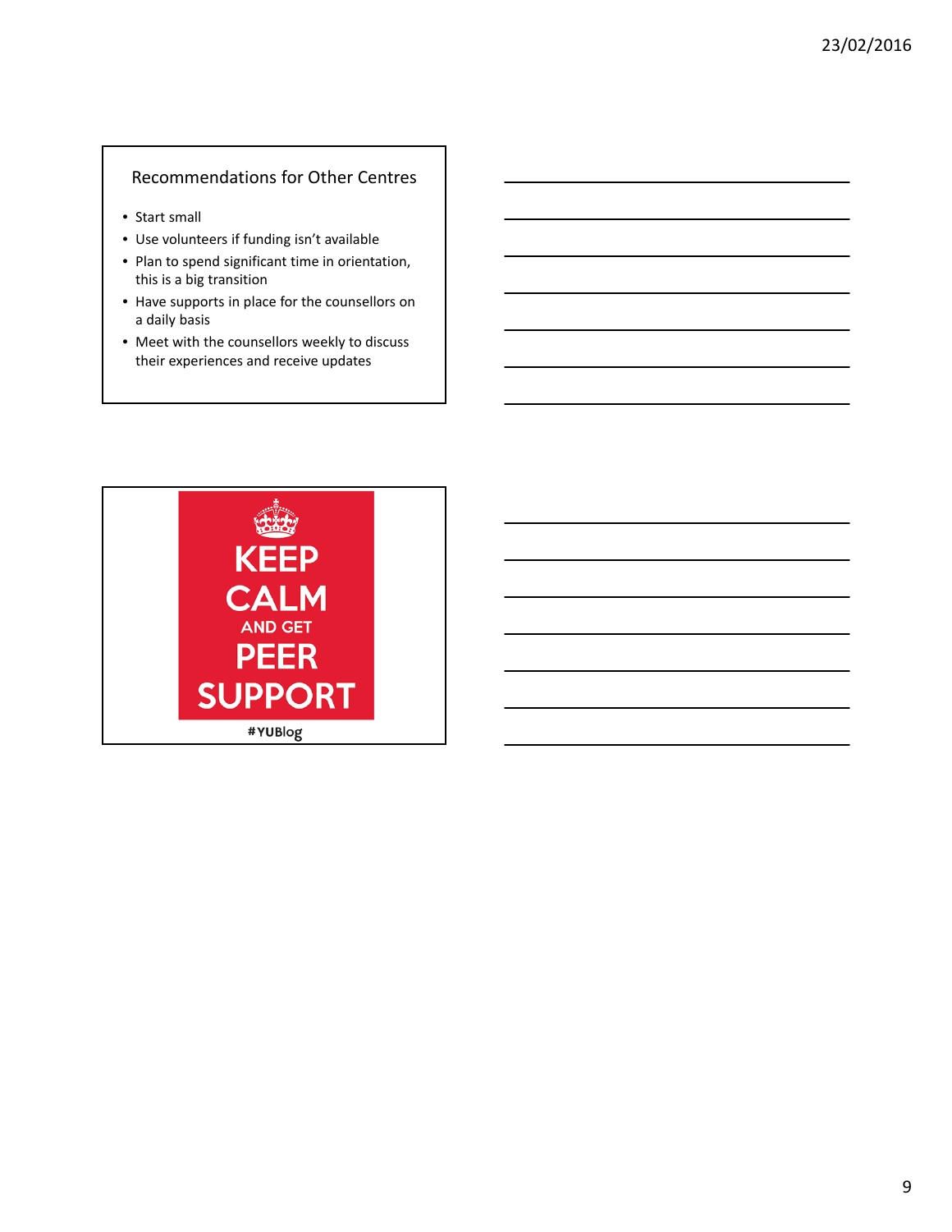## Recommendations for Other Centres

- Start small
- Use volunteers if funding isn't available
- Plan to spend significant time in orientation, this is a big transition
- Have supports in place for the counsellors on a daily basis
- Meet with the counsellors weekly to discuss their experiences and receive updates

KEEP CALM AND GET PEER SUPPORT

#YUBlog